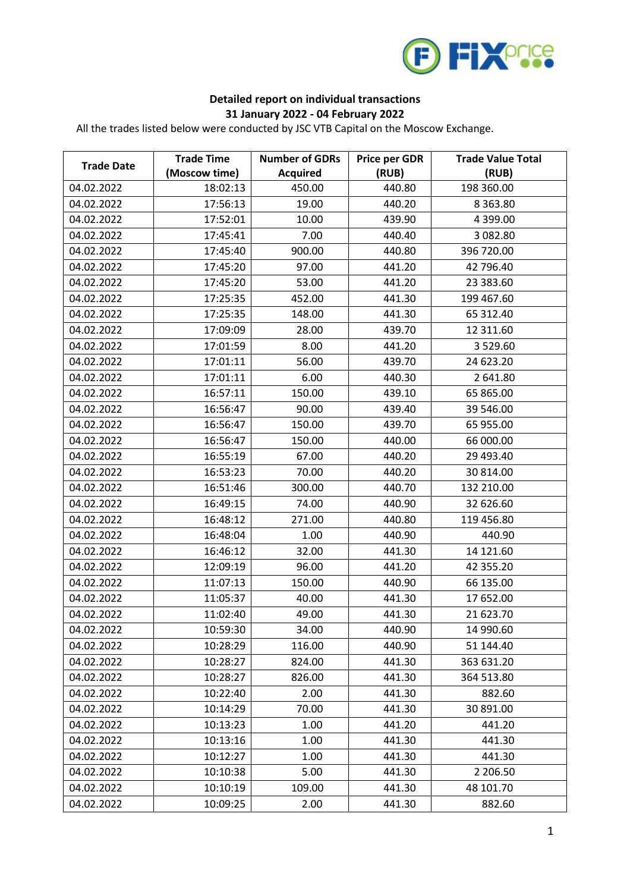**Detailed report on individual transactions**
**31 January 2022 - 04 February 2022**

All the trades listed below were conducted by JSC VTB Capital on the Moscow Exchange.

| Trade Date | Trade Time (Moscow time) | Number of GDRs Acquired | Price per GDR (RUB) | Trade Value Total (RUB) |
|---|---|---|---|---|
| 04.02.2022 | 18:02:13 | 450.00 | 440.80 | 198 360.00 |
| 04.02.2022 | 17:56:13 | 19.00 | 440.20 | 8 363.80 |
| 04.02.2022 | 17:52:01 | 10.00 | 439.90 | 4 399.00 |
| 04.02.2022 | 17:45:41 | 7.00 | 440.40 | 3 082.80 |
| 04.02.2022 | 17:45:40 | 900.00 | 440.80 | 396 720.00 |
| 04.02.2022 | 17:45:20 | 97.00 | 441.20 | 42 796.40 |
| 04.02.2022 | 17:45:20 | 53.00 | 441.20 | 23 383.60 |
| 04.02.2022 | 17:25:35 | 452.00 | 441.30 | 199 467.60 |
| 04.02.2022 | 17:25:35 | 148.00 | 441.30 | 65 312.40 |
| 04.02.2022 | 17:09:09 | 28.00 | 439.70 | 12 311.60 |
| 04.02.2022 | 17:01:59 | 8.00 | 441.20 | 3 529.60 |
| 04.02.2022 | 17:01:11 | 56.00 | 439.70 | 24 623.20 |
| 04.02.2022 | 17:01:11 | 6.00 | 440.30 | 2 641.80 |
| 04.02.2022 | 16:57:11 | 150.00 | 439.10 | 65 865.00 |
| 04.02.2022 | 16:56:47 | 90.00 | 439.40 | 39 546.00 |
| 04.02.2022 | 16:56:47 | 150.00 | 439.70 | 65 955.00 |
| 04.02.2022 | 16:56:47 | 150.00 | 440.00 | 66 000.00 |
| 04.02.2022 | 16:55:19 | 67.00 | 440.20 | 29 493.40 |
| 04.02.2022 | 16:53:23 | 70.00 | 440.20 | 30 814.00 |
| 04.02.2022 | 16:51:46 | 300.00 | 440.70 | 132 210.00 |
| 04.02.2022 | 16:49:15 | 74.00 | 440.90 | 32 626.60 |
| 04.02.2022 | 16:48:12 | 271.00 | 440.80 | 119 456.80 |
| 04.02.2022 | 16:48:04 | 1.00 | 440.90 | 440.90 |
| 04.02.2022 | 16:46:12 | 32.00 | 441.30 | 14 121.60 |
| 04.02.2022 | 12:09:19 | 96.00 | 441.20 | 42 355.20 |
| 04.02.2022 | 11:07:13 | 150.00 | 440.90 | 66 135.00 |
| 04.02.2022 | 11:05:37 | 40.00 | 441.30 | 17 652.00 |
| 04.02.2022 | 11:02:40 | 49.00 | 441.30 | 21 623.70 |
| 04.02.2022 | 10:59:30 | 34.00 | 440.90 | 14 990.60 |
| 04.02.2022 | 10:28:29 | 116.00 | 440.90 | 51 144.40 |
| 04.02.2022 | 10:28:27 | 824.00 | 441.30 | 363 631.20 |
| 04.02.2022 | 10:28:27 | 826.00 | 441.30 | 364 513.80 |
| 04.02.2022 | 10:22:40 | 2.00 | 441.30 | 882.60 |
| 04.02.2022 | 10:14:29 | 70.00 | 441.30 | 30 891.00 |
| 04.02.2022 | 10:13:23 | 1.00 | 441.20 | 441.20 |
| 04.02.2022 | 10:13:16 | 1.00 | 441.30 | 441.30 |
| 04.02.2022 | 10:12:27 | 1.00 | 441.30 | 441.30 |
| 04.02.2022 | 10:10:38 | 5.00 | 441.30 | 2 206.50 |
| 04.02.2022 | 10:10:19 | 109.00 | 441.30 | 48 101.70 |
| 04.02.2022 | 10:09:25 | 2.00 | 441.30 | 882.60 |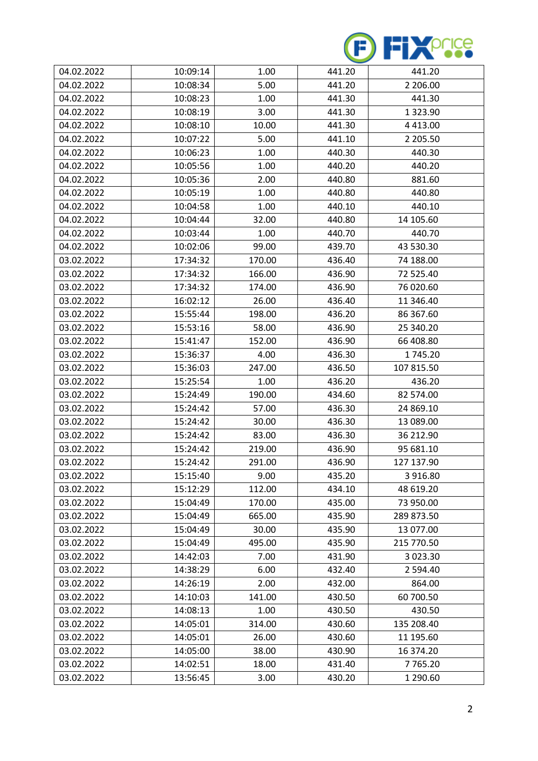| | | | | |
|---|---|---|---|---|
| 04.02.2022 | 10:09:14 | 1.00 | 441.20 | 441.20 |
| 04.02.2022 | 10:08:34 | 5.00 | 441.20 | 2 206.00 |
| 04.02.2022 | 10:08:23 | 1.00 | 441.30 | 441.30 |
| 04.02.2022 | 10:08:19 | 3.00 | 441.30 | 1 323.90 |
| 04.02.2022 | 10:08:10 | 10.00 | 441.30 | 4 413.00 |
| 04.02.2022 | 10:07:22 | 5.00 | 441.10 | 2 205.50 |
| 04.02.2022 | 10:06:23 | 1.00 | 440.30 | 440.30 |
| 04.02.2022 | 10:05:56 | 1.00 | 440.20 | 440.20 |
| 04.02.2022 | 10:05:36 | 2.00 | 440.80 | 881.60 |
| 04.02.2022 | 10:05:19 | 1.00 | 440.80 | 440.80 |
| 04.02.2022 | 10:04:58 | 1.00 | 440.10 | 440.10 |
| 04.02.2022 | 10:04:44 | 32.00 | 440.80 | 14 105.60 |
| 04.02.2022 | 10:03:44 | 1.00 | 440.70 | 440.70 |
| 04.02.2022 | 10:02:06 | 99.00 | 439.70 | 43 530.30 |
| 03.02.2022 | 17:34:32 | 170.00 | 436.40 | 74 188.00 |
| 03.02.2022 | 17:34:32 | 166.00 | 436.90 | 72 525.40 |
| 03.02.2022 | 17:34:32 | 174.00 | 436.90 | 76 020.60 |
| 03.02.2022 | 16:02:12 | 26.00 | 436.40 | 11 346.40 |
| 03.02.2022 | 15:55:44 | 198.00 | 436.20 | 86 367.60 |
| 03.02.2022 | 15:53:16 | 58.00 | 436.90 | 25 340.20 |
| 03.02.2022 | 15:41:47 | 152.00 | 436.90 | 66 408.80 |
| 03.02.2022 | 15:36:37 | 4.00 | 436.30 | 1 745.20 |
| 03.02.2022 | 15:36:03 | 247.00 | 436.50 | 107 815.50 |
| 03.02.2022 | 15:25:54 | 1.00 | 436.20 | 436.20 |
| 03.02.2022 | 15:24:49 | 190.00 | 434.60 | 82 574.00 |
| 03.02.2022 | 15:24:42 | 57.00 | 436.30 | 24 869.10 |
| 03.02.2022 | 15:24:42 | 30.00 | 436.30 | 13 089.00 |
| 03.02.2022 | 15:24:42 | 83.00 | 436.30 | 36 212.90 |
| 03.02.2022 | 15:24:42 | 219.00 | 436.90 | 95 681.10 |
| 03.02.2022 | 15:24:42 | 291.00 | 436.90 | 127 137.90 |
| 03.02.2022 | 15:15:40 | 9.00 | 435.20 | 3 916.80 |
| 03.02.2022 | 15:12:29 | 112.00 | 434.10 | 48 619.20 |
| 03.02.2022 | 15:04:49 | 170.00 | 435.00 | 73 950.00 |
| 03.02.2022 | 15:04:49 | 665.00 | 435.90 | 289 873.50 |
| 03.02.2022 | 15:04:49 | 30.00 | 435.90 | 13 077.00 |
| 03.02.2022 | 15:04:49 | 495.00 | 435.90 | 215 770.50 |
| 03.02.2022 | 14:42:03 | 7.00 | 431.90 | 3 023.30 |
| 03.02.2022 | 14:38:29 | 6.00 | 432.40 | 2 594.40 |
| 03.02.2022 | 14:26:19 | 2.00 | 432.00 | 864.00 |
| 03.02.2022 | 14:10:03 | 141.00 | 430.50 | 60 700.50 |
| 03.02.2022 | 14:08:13 | 1.00 | 430.50 | 430.50 |
| 03.02.2022 | 14:05:01 | 314.00 | 430.60 | 135 208.40 |
| 03.02.2022 | 14:05:01 | 26.00 | 430.60 | 11 195.60 |
| 03.02.2022 | 14:05:00 | 38.00 | 430.90 | 16 374.20 |
| 03.02.2022 | 14:02:51 | 18.00 | 431.40 | 7 765.20 |
| 03.02.2022 | 13:56:45 | 3.00 | 430.20 | 1 290.60 |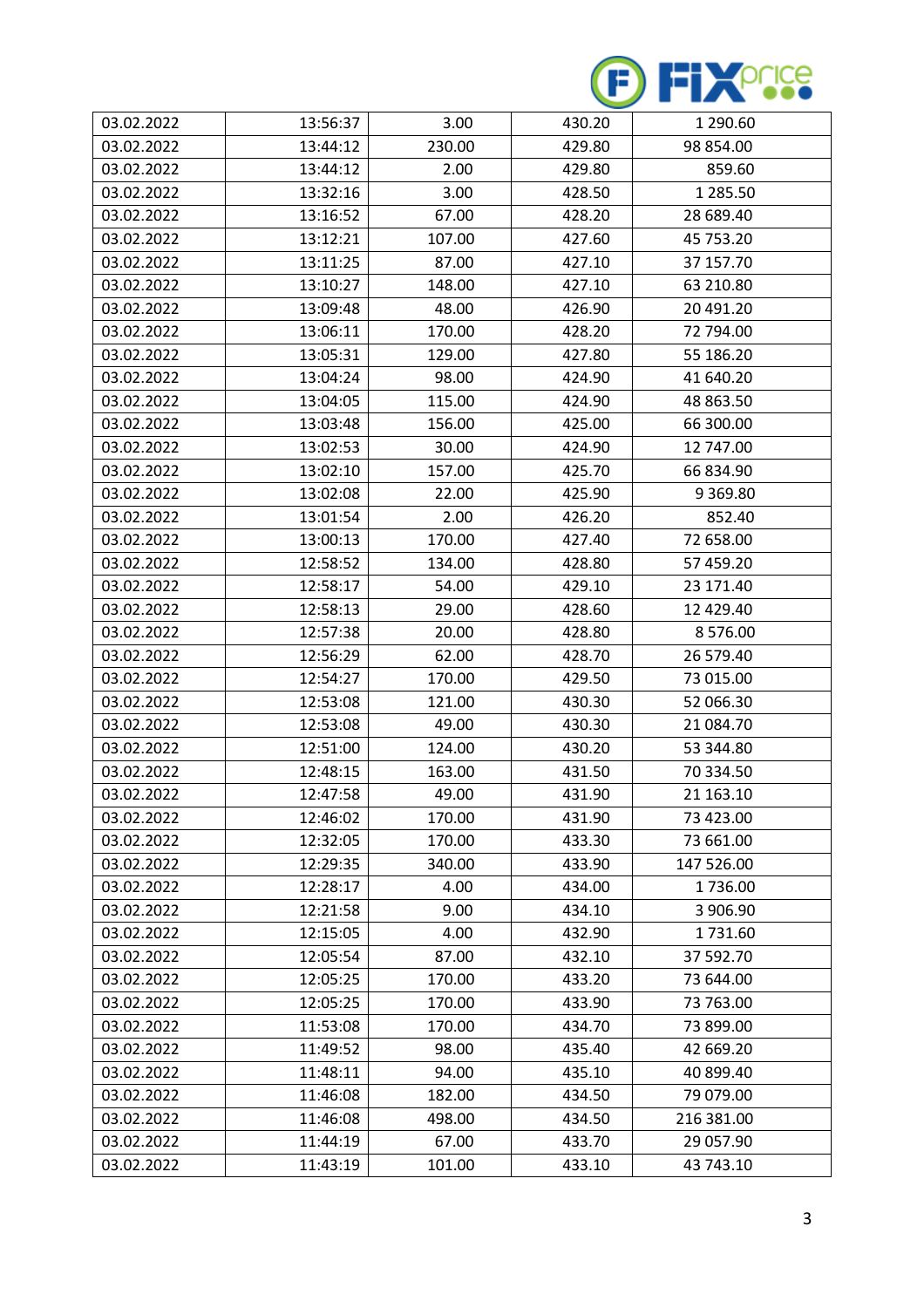| 03.02.2022 | 13:56:37 | 3.00 | 430.20 | 1 290.60 |
|---|---|---|---|---|
| 03.02.2022 | 13:44:12 | 230.00 | 429.80 | 98 854.00 |
| 03.02.2022 | 13:44:12 | 2.00 | 429.80 | 859.60 |
| 03.02.2022 | 13:32:16 | 3.00 | 428.50 | 1 285.50 |
| 03.02.2022 | 13:16:52 | 67.00 | 428.20 | 28 689.40 |
| 03.02.2022 | 13:12:21 | 107.00 | 427.60 | 45 753.20 |
| 03.02.2022 | 13:11:25 | 87.00 | 427.10 | 37 157.70 |
| 03.02.2022 | 13:10:27 | 148.00 | 427.10 | 63 210.80 |
| 03.02.2022 | 13:09:48 | 48.00 | 426.90 | 20 491.20 |
| 03.02.2022 | 13:06:11 | 170.00 | 428.20 | 72 794.00 |
| 03.02.2022 | 13:05:31 | 129.00 | 427.80 | 55 186.20 |
| 03.02.2022 | 13:04:24 | 98.00 | 424.90 | 41 640.20 |
| 03.02.2022 | 13:04:05 | 115.00 | 424.90 | 48 863.50 |
| 03.02.2022 | 13:03:48 | 156.00 | 425.00 | 66 300.00 |
| 03.02.2022 | 13:02:53 | 30.00 | 424.90 | 12 747.00 |
| 03.02.2022 | 13:02:10 | 157.00 | 425.70 | 66 834.90 |
| 03.02.2022 | 13:02:08 | 22.00 | 425.90 | 9 369.80 |
| 03.02.2022 | 13:01:54 | 2.00 | 426.20 | 852.40 |
| 03.02.2022 | 13:00:13 | 170.00 | 427.40 | 72 658.00 |
| 03.02.2022 | 12:58:52 | 134.00 | 428.80 | 57 459.20 |
| 03.02.2022 | 12:58:17 | 54.00 | 429.10 | 23 171.40 |
| 03.02.2022 | 12:58:13 | 29.00 | 428.60 | 12 429.40 |
| 03.02.2022 | 12:57:38 | 20.00 | 428.80 | 8 576.00 |
| 03.02.2022 | 12:56:29 | 62.00 | 428.70 | 26 579.40 |
| 03.02.2022 | 12:54:27 | 170.00 | 429.50 | 73 015.00 |
| 03.02.2022 | 12:53:08 | 121.00 | 430.30 | 52 066.30 |
| 03.02.2022 | 12:53:08 | 49.00 | 430.30 | 21 084.70 |
| 03.02.2022 | 12:51:00 | 124.00 | 430.20 | 53 344.80 |
| 03.02.2022 | 12:48:15 | 163.00 | 431.50 | 70 334.50 |
| 03.02.2022 | 12:47:58 | 49.00 | 431.90 | 21 163.10 |
| 03.02.2022 | 12:46:02 | 170.00 | 431.90 | 73 423.00 |
| 03.02.2022 | 12:32:05 | 170.00 | 433.30 | 73 661.00 |
| 03.02.2022 | 12:29:35 | 340.00 | 433.90 | 147 526.00 |
| 03.02.2022 | 12:28:17 | 4.00 | 434.00 | 1 736.00 |
| 03.02.2022 | 12:21:58 | 9.00 | 434.10 | 3 906.90 |
| 03.02.2022 | 12:15:05 | 4.00 | 432.90 | 1 731.60 |
| 03.02.2022 | 12:05:54 | 87.00 | 432.10 | 37 592.70 |
| 03.02.2022 | 12:05:25 | 170.00 | 433.20 | 73 644.00 |
| 03.02.2022 | 12:05:25 | 170.00 | 433.90 | 73 763.00 |
| 03.02.2022 | 11:53:08 | 170.00 | 434.70 | 73 899.00 |
| 03.02.2022 | 11:49:52 | 98.00 | 435.40 | 42 669.20 |
| 03.02.2022 | 11:48:11 | 94.00 | 435.10 | 40 899.40 |
| 03.02.2022 | 11:46:08 | 182.00 | 434.50 | 79 079.00 |
| 03.02.2022 | 11:46:08 | 498.00 | 434.50 | 216 381.00 |
| 03.02.2022 | 11:44:19 | 67.00 | 433.70 | 29 057.90 |
| 03.02.2022 | 11:43:19 | 101.00 | 433.10 | 43 743.10 |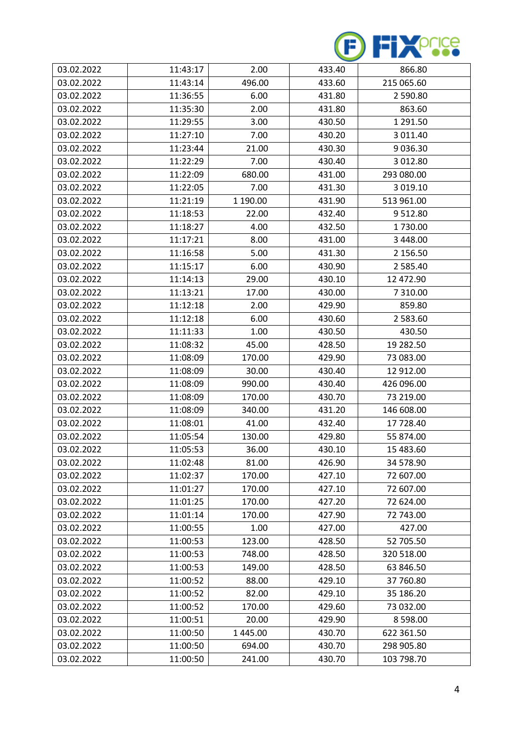| | | | | |
|---|---|---|---|---|
| 03.02.2022 | 11:43:17 | 2.00 | 433.40 | 866.80 |
| 03.02.2022 | 11:43:14 | 496.00 | 433.60 | 215 065.60 |
| 03.02.2022 | 11:36:55 | 6.00 | 431.80 | 2 590.80 |
| 03.02.2022 | 11:35:30 | 2.00 | 431.80 | 863.60 |
| 03.02.2022 | 11:29:55 | 3.00 | 430.50 | 1 291.50 |
| 03.02.2022 | 11:27:10 | 7.00 | 430.20 | 3 011.40 |
| 03.02.2022 | 11:23:44 | 21.00 | 430.30 | 9 036.30 |
| 03.02.2022 | 11:22:29 | 7.00 | 430.40 | 3 012.80 |
| 03.02.2022 | 11:22:09 | 680.00 | 431.00 | 293 080.00 |
| 03.02.2022 | 11:22:05 | 7.00 | 431.30 | 3 019.10 |
| 03.02.2022 | 11:21:19 | 1 190.00 | 431.90 | 513 961.00 |
| 03.02.2022 | 11:18:53 | 22.00 | 432.40 | 9 512.80 |
| 03.02.2022 | 11:18:27 | 4.00 | 432.50 | 1 730.00 |
| 03.02.2022 | 11:17:21 | 8.00 | 431.00 | 3 448.00 |
| 03.02.2022 | 11:16:58 | 5.00 | 431.30 | 2 156.50 |
| 03.02.2022 | 11:15:17 | 6.00 | 430.90 | 2 585.40 |
| 03.02.2022 | 11:14:13 | 29.00 | 430.10 | 12 472.90 |
| 03.02.2022 | 11:13:21 | 17.00 | 430.00 | 7 310.00 |
| 03.02.2022 | 11:12:18 | 2.00 | 429.90 | 859.80 |
| 03.02.2022 | 11:12:18 | 6.00 | 430.60 | 2 583.60 |
| 03.02.2022 | 11:11:33 | 1.00 | 430.50 | 430.50 |
| 03.02.2022 | 11:08:32 | 45.00 | 428.50 | 19 282.50 |
| 03.02.2022 | 11:08:09 | 170.00 | 429.90 | 73 083.00 |
| 03.02.2022 | 11:08:09 | 30.00 | 430.40 | 12 912.00 |
| 03.02.2022 | 11:08:09 | 990.00 | 430.40 | 426 096.00 |
| 03.02.2022 | 11:08:09 | 170.00 | 430.70 | 73 219.00 |
| 03.02.2022 | 11:08:09 | 340.00 | 431.20 | 146 608.00 |
| 03.02.2022 | 11:08:01 | 41.00 | 432.40 | 17 728.40 |
| 03.02.2022 | 11:05:54 | 130.00 | 429.80 | 55 874.00 |
| 03.02.2022 | 11:05:53 | 36.00 | 430.10 | 15 483.60 |
| 03.02.2022 | 11:02:48 | 81.00 | 426.90 | 34 578.90 |
| 03.02.2022 | 11:02:37 | 170.00 | 427.10 | 72 607.00 |
| 03.02.2022 | 11:01:27 | 170.00 | 427.10 | 72 607.00 |
| 03.02.2022 | 11:01:25 | 170.00 | 427.20 | 72 624.00 |
| 03.02.2022 | 11:01:14 | 170.00 | 427.90 | 72 743.00 |
| 03.02.2022 | 11:00:55 | 1.00 | 427.00 | 427.00 |
| 03.02.2022 | 11:00:53 | 123.00 | 428.50 | 52 705.50 |
| 03.02.2022 | 11:00:53 | 748.00 | 428.50 | 320 518.00 |
| 03.02.2022 | 11:00:53 | 149.00 | 428.50 | 63 846.50 |
| 03.02.2022 | 11:00:52 | 88.00 | 429.10 | 37 760.80 |
| 03.02.2022 | 11:00:52 | 82.00 | 429.10 | 35 186.20 |
| 03.02.2022 | 11:00:52 | 170.00 | 429.60 | 73 032.00 |
| 03.02.2022 | 11:00:51 | 20.00 | 429.90 | 8 598.00 |
| 03.02.2022 | 11:00:50 | 1 445.00 | 430.70 | 622 361.50 |
| 03.02.2022 | 11:00:50 | 694.00 | 430.70 | 298 905.80 |
| 03.02.2022 | 11:00:50 | 241.00 | 430.70 | 103 798.70 |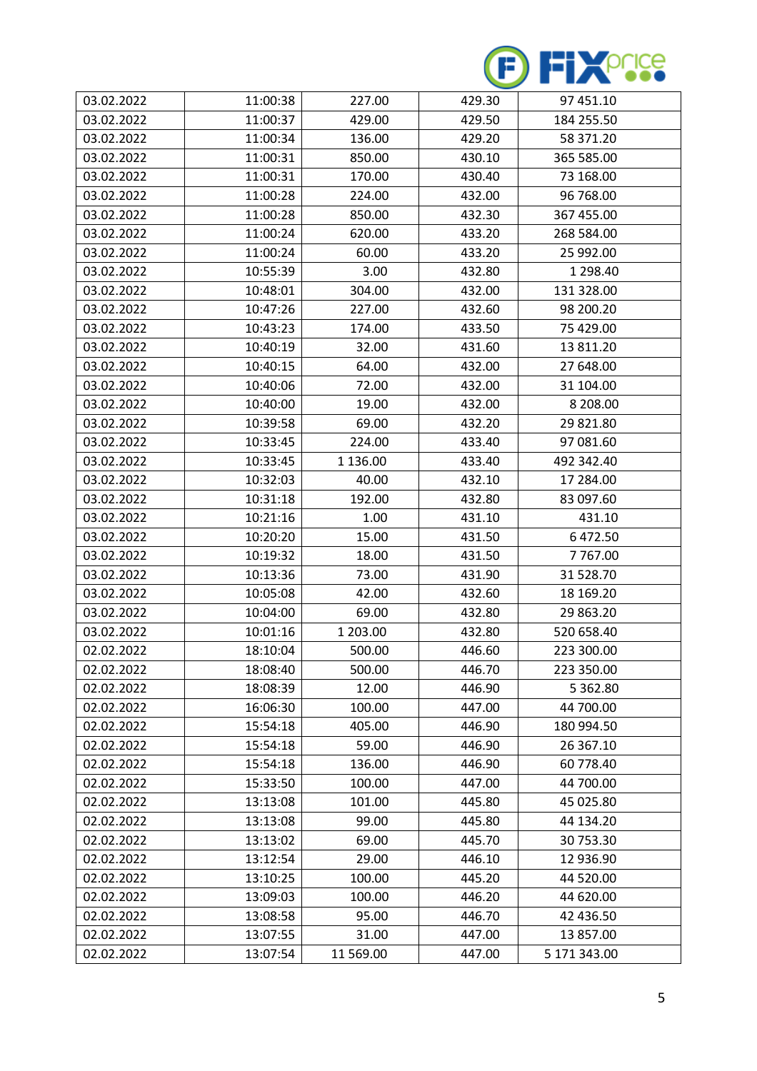| | | | | |
|---|---|---|---|---|
| 03.02.2022 | 11:00:38 | 227.00 | 429.30 | 97 451.10 |
| 03.02.2022 | 11:00:37 | 429.00 | 429.50 | 184 255.50 |
| 03.02.2022 | 11:00:34 | 136.00 | 429.20 | 58 371.20 |
| 03.02.2022 | 11:00:31 | 850.00 | 430.10 | 365 585.00 |
| 03.02.2022 | 11:00:31 | 170.00 | 430.40 | 73 168.00 |
| 03.02.2022 | 11:00:28 | 224.00 | 432.00 | 96 768.00 |
| 03.02.2022 | 11:00:28 | 850.00 | 432.30 | 367 455.00 |
| 03.02.2022 | 11:00:24 | 620.00 | 433.20 | 268 584.00 |
| 03.02.2022 | 11:00:24 | 60.00 | 433.20 | 25 992.00 |
| 03.02.2022 | 10:55:39 | 3.00 | 432.80 | 1 298.40 |
| 03.02.2022 | 10:48:01 | 304.00 | 432.00 | 131 328.00 |
| 03.02.2022 | 10:47:26 | 227.00 | 432.60 | 98 200.20 |
| 03.02.2022 | 10:43:23 | 174.00 | 433.50 | 75 429.00 |
| 03.02.2022 | 10:40:19 | 32.00 | 431.60 | 13 811.20 |
| 03.02.2022 | 10:40:15 | 64.00 | 432.00 | 27 648.00 |
| 03.02.2022 | 10:40:06 | 72.00 | 432.00 | 31 104.00 |
| 03.02.2022 | 10:40:00 | 19.00 | 432.00 | 8 208.00 |
| 03.02.2022 | 10:39:58 | 69.00 | 432.20 | 29 821.80 |
| 03.02.2022 | 10:33:45 | 224.00 | 433.40 | 97 081.60 |
| 03.02.2022 | 10:33:45 | 1 136.00 | 433.40 | 492 342.40 |
| 03.02.2022 | 10:32:03 | 40.00 | 432.10 | 17 284.00 |
| 03.02.2022 | 10:31:18 | 192.00 | 432.80 | 83 097.60 |
| 03.02.2022 | 10:21:16 | 1.00 | 431.10 | 431.10 |
| 03.02.2022 | 10:20:20 | 15.00 | 431.50 | 6 472.50 |
| 03.02.2022 | 10:19:32 | 18.00 | 431.50 | 7 767.00 |
| 03.02.2022 | 10:13:36 | 73.00 | 431.90 | 31 528.70 |
| 03.02.2022 | 10:05:08 | 42.00 | 432.60 | 18 169.20 |
| 03.02.2022 | 10:04:00 | 69.00 | 432.80 | 29 863.20 |
| 03.02.2022 | 10:01:16 | 1 203.00 | 432.80 | 520 658.40 |
| 02.02.2022 | 18:10:04 | 500.00 | 446.60 | 223 300.00 |
| 02.02.2022 | 18:08:40 | 500.00 | 446.70 | 223 350.00 |
| 02.02.2022 | 18:08:39 | 12.00 | 446.90 | 5 362.80 |
| 02.02.2022 | 16:06:30 | 100.00 | 447.00 | 44 700.00 |
| 02.02.2022 | 15:54:18 | 405.00 | 446.90 | 180 994.50 |
| 02.02.2022 | 15:54:18 | 59.00 | 446.90 | 26 367.10 |
| 02.02.2022 | 15:54:18 | 136.00 | 446.90 | 60 778.40 |
| 02.02.2022 | 15:33:50 | 100.00 | 447.00 | 44 700.00 |
| 02.02.2022 | 13:13:08 | 101.00 | 445.80 | 45 025.80 |
| 02.02.2022 | 13:13:08 | 99.00 | 445.80 | 44 134.20 |
| 02.02.2022 | 13:13:02 | 69.00 | 445.70 | 30 753.30 |
| 02.02.2022 | 13:12:54 | 29.00 | 446.10 | 12 936.90 |
| 02.02.2022 | 13:10:25 | 100.00 | 445.20 | 44 520.00 |
| 02.02.2022 | 13:09:03 | 100.00 | 446.20 | 44 620.00 |
| 02.02.2022 | 13:08:58 | 95.00 | 446.70 | 42 436.50 |
| 02.02.2022 | 13:07:55 | 31.00 | 447.00 | 13 857.00 |
| 02.02.2022 | 13:07:54 | 11 569.00 | 447.00 | 5 171 343.00 |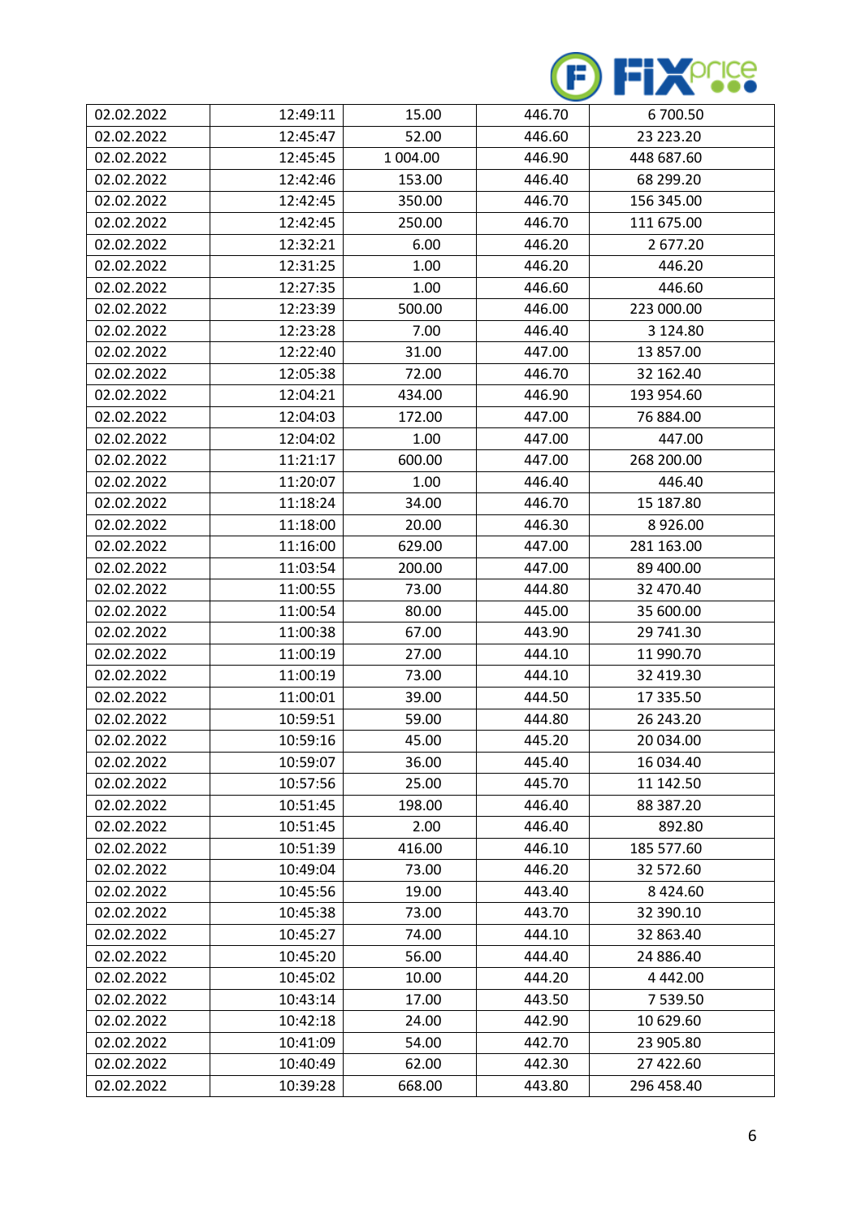| | | | | |
|---|---|---|---|---|
| 02.02.2022 | 12:49:11 | 15.00 | 446.70 | 6 700.50 |
| 02.02.2022 | 12:45:47 | 52.00 | 446.60 | 23 223.20 |
| 02.02.2022 | 12:45:45 | 1 004.00 | 446.90 | 448 687.60 |
| 02.02.2022 | 12:42:46 | 153.00 | 446.40 | 68 299.20 |
| 02.02.2022 | 12:42:45 | 350.00 | 446.70 | 156 345.00 |
| 02.02.2022 | 12:42:45 | 250.00 | 446.70 | 111 675.00 |
| 02.02.2022 | 12:32:21 | 6.00 | 446.20 | 2 677.20 |
| 02.02.2022 | 12:31:25 | 1.00 | 446.20 | 446.20 |
| 02.02.2022 | 12:27:35 | 1.00 | 446.60 | 446.60 |
| 02.02.2022 | 12:23:39 | 500.00 | 446.00 | 223 000.00 |
| 02.02.2022 | 12:23:28 | 7.00 | 446.40 | 3 124.80 |
| 02.02.2022 | 12:22:40 | 31.00 | 447.00 | 13 857.00 |
| 02.02.2022 | 12:05:38 | 72.00 | 446.70 | 32 162.40 |
| 02.02.2022 | 12:04:21 | 434.00 | 446.90 | 193 954.60 |
| 02.02.2022 | 12:04:03 | 172.00 | 447.00 | 76 884.00 |
| 02.02.2022 | 12:04:02 | 1.00 | 447.00 | 447.00 |
| 02.02.2022 | 11:21:17 | 600.00 | 447.00 | 268 200.00 |
| 02.02.2022 | 11:20:07 | 1.00 | 446.40 | 446.40 |
| 02.02.2022 | 11:18:24 | 34.00 | 446.70 | 15 187.80 |
| 02.02.2022 | 11:18:00 | 20.00 | 446.30 | 8 926.00 |
| 02.02.2022 | 11:16:00 | 629.00 | 447.00 | 281 163.00 |
| 02.02.2022 | 11:03:54 | 200.00 | 447.00 | 89 400.00 |
| 02.02.2022 | 11:00:55 | 73.00 | 444.80 | 32 470.40 |
| 02.02.2022 | 11:00:54 | 80.00 | 445.00 | 35 600.00 |
| 02.02.2022 | 11:00:38 | 67.00 | 443.90 | 29 741.30 |
| 02.02.2022 | 11:00:19 | 27.00 | 444.10 | 11 990.70 |
| 02.02.2022 | 11:00:19 | 73.00 | 444.10 | 32 419.30 |
| 02.02.2022 | 11:00:01 | 39.00 | 444.50 | 17 335.50 |
| 02.02.2022 | 10:59:51 | 59.00 | 444.80 | 26 243.20 |
| 02.02.2022 | 10:59:16 | 45.00 | 445.20 | 20 034.00 |
| 02.02.2022 | 10:59:07 | 36.00 | 445.40 | 16 034.40 |
| 02.02.2022 | 10:57:56 | 25.00 | 445.70 | 11 142.50 |
| 02.02.2022 | 10:51:45 | 198.00 | 446.40 | 88 387.20 |
| 02.02.2022 | 10:51:45 | 2.00 | 446.40 | 892.80 |
| 02.02.2022 | 10:51:39 | 416.00 | 446.10 | 185 577.60 |
| 02.02.2022 | 10:49:04 | 73.00 | 446.20 | 32 572.60 |
| 02.02.2022 | 10:45:56 | 19.00 | 443.40 | 8 424.60 |
| 02.02.2022 | 10:45:38 | 73.00 | 443.70 | 32 390.10 |
| 02.02.2022 | 10:45:27 | 74.00 | 444.10 | 32 863.40 |
| 02.02.2022 | 10:45:20 | 56.00 | 444.40 | 24 886.40 |
| 02.02.2022 | 10:45:02 | 10.00 | 444.20 | 4 442.00 |
| 02.02.2022 | 10:43:14 | 17.00 | 443.50 | 7 539.50 |
| 02.02.2022 | 10:42:18 | 24.00 | 442.90 | 10 629.60 |
| 02.02.2022 | 10:41:09 | 54.00 | 442.70 | 23 905.80 |
| 02.02.2022 | 10:40:49 | 62.00 | 442.30 | 27 422.60 |
| 02.02.2022 | 10:39:28 | 668.00 | 443.80 | 296 458.40 |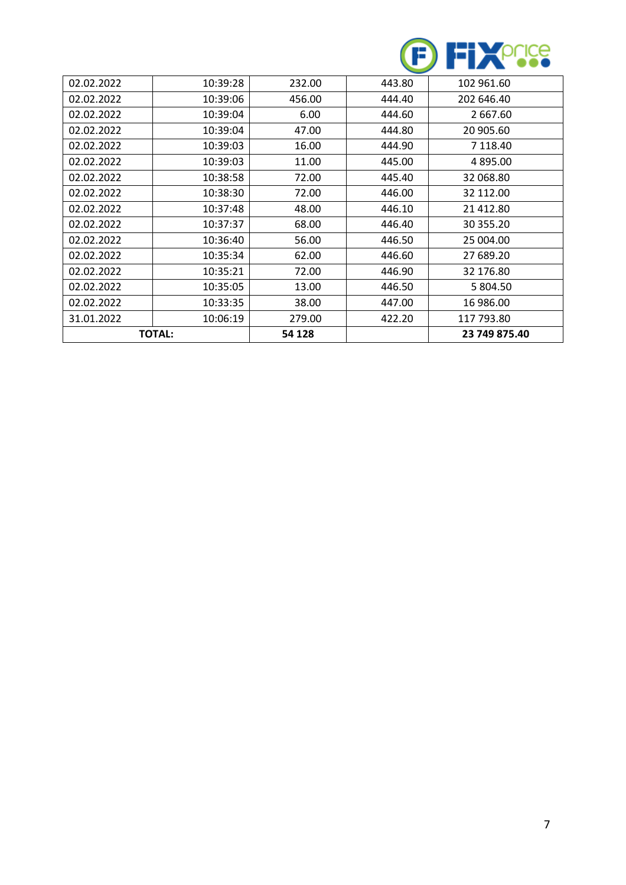| | | | | |
|---|---|---|---|---|
| 02.02.2022 | 10:39:28 | 232.00 | 443.80 | 102 961.60 |
| 02.02.2022 | 10:39:06 | 456.00 | 444.40 | 202 646.40 |
| 02.02.2022 | 10:39:04 | 6.00 | 444.60 | 2 667.60 |
| 02.02.2022 | 10:39:04 | 47.00 | 444.80 | 20 905.60 |
| 02.02.2022 | 10:39:03 | 16.00 | 444.90 | 7 118.40 |
| 02.02.2022 | 10:39:03 | 11.00 | 445.00 | 4 895.00 |
| 02.02.2022 | 10:38:58 | 72.00 | 445.40 | 32 068.80 |
| 02.02.2022 | 10:38:30 | 72.00 | 446.00 | 32 112.00 |
| 02.02.2022 | 10:37:48 | 48.00 | 446.10 | 21 412.80 |
| 02.02.2022 | 10:37:37 | 68.00 | 446.40 | 30 355.20 |
| 02.02.2022 | 10:36:40 | 56.00 | 446.50 | 25 004.00 |
| 02.02.2022 | 10:35:34 | 62.00 | 446.60 | 27 689.20 |
| 02.02.2022 | 10:35:21 | 72.00 | 446.90 | 32 176.80 |
| 02.02.2022 | 10:35:05 | 13.00 | 446.50 | 5 804.50 |
| 02.02.2022 | 10:33:35 | 38.00 | 447.00 | 16 986.00 |
| 31.01.2022 | 10:06:19 | 279.00 | 422.20 | 117 793.80 |
| **TOTAL:** | | **54 128** | | **23 749 875.40** |